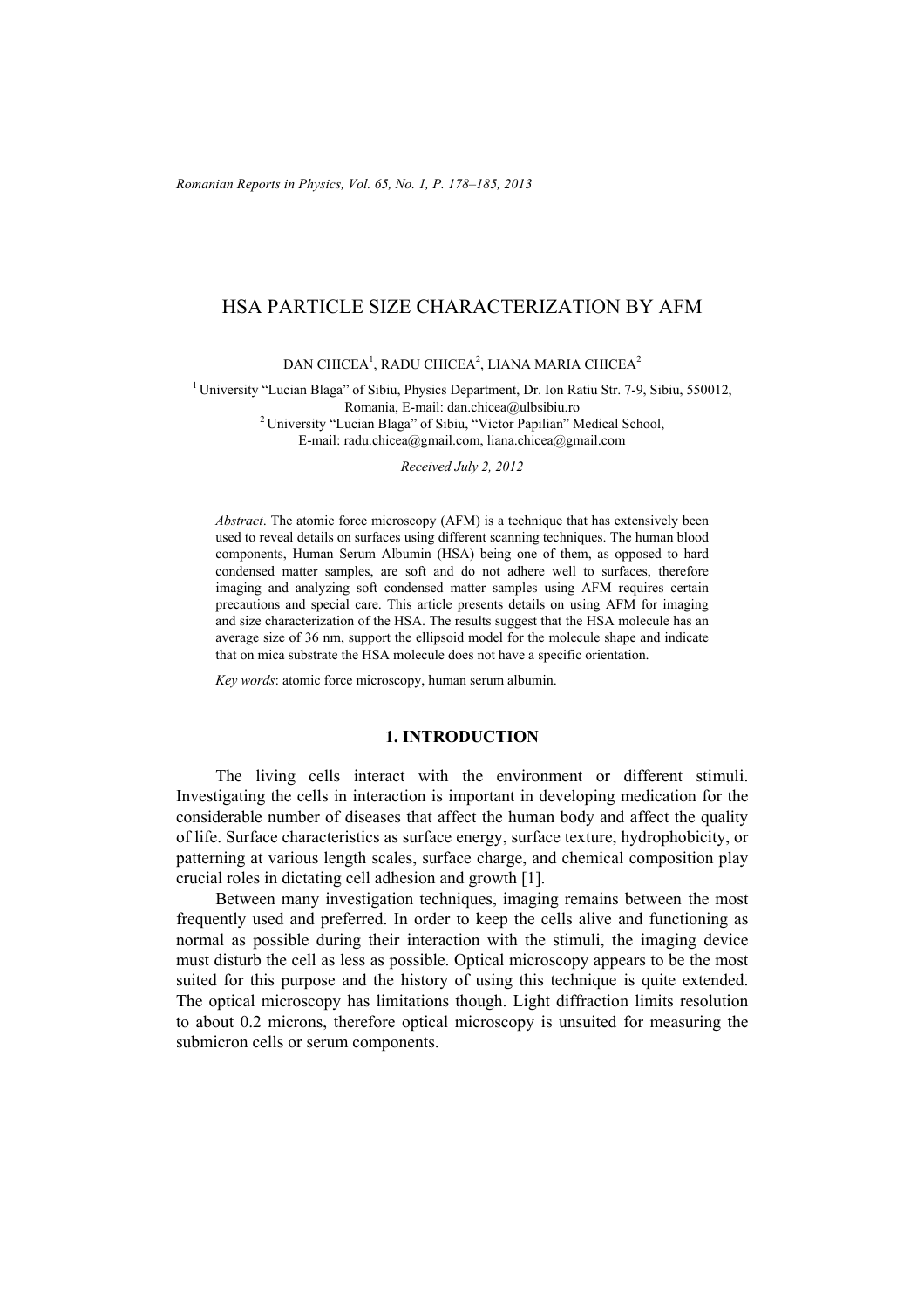# HSA PARTICLE SIZE CHARACTERIZATION BY AFM

DAN CHICEA[1], RADU CHICEA[2], LIANA MARIA CHICEA[2]

[1] University "Lucian Blaga" of Sibiu, Physics Department, Dr. Ion Ratiu Str. 7-9, Sibiu, 550012, Romania, E-mail: dan.chicea@ulbsibiu.ro
[2] University "Lucian Blaga" of Sibiu, "Victor Papilian" Medical School, E-mail: radu.chicea@gmail.com, liana.chicea@gmail.com

*Received July 2, 2012*

*Abstract*. The atomic force microscopy (AFM) is a technique that has extensively been used to reveal details on surfaces using different scanning techniques. The human blood components, Human Serum Albumin (HSA) being one of them, as opposed to hard condensed matter samples, are soft and do not adhere well to surfaces, therefore imaging and analyzing soft condensed matter samples using AFM requires certain precautions and special care. This article presents details on using AFM for imaging and size characterization of the HSA. The results suggest that the HSA molecule has an average size of 36 nm, support the ellipsoid model for the molecule shape and indicate that on mica substrate the HSA molecule does not have a specific orientation.

*Key words*: atomic force microscopy, human serum albumin.

## 1. INTRODUCTION

The living cells interact with the environment or different stimuli. Investigating the cells in interaction is important in developing medication for the considerable number of diseases that affect the human body and affect the quality of life. Surface characteristics as surface energy, surface texture, hydrophobicity, or patterning at various length scales, surface charge, and chemical composition play crucial roles in dictating cell adhesion and growth [1].

Between many investigation techniques, imaging remains between the most frequently used and preferred. In order to keep the cells alive and functioning as normal as possible during their interaction with the stimuli, the imaging device must disturb the cell as less as possible. Optical microscopy appears to be the most suited for this purpose and the history of using this technique is quite extended. The optical microscopy has limitations though. Light diffraction limits resolution to about 0.2 microns, therefore optical microscopy is unsuited for measuring the submicron cells or serum components.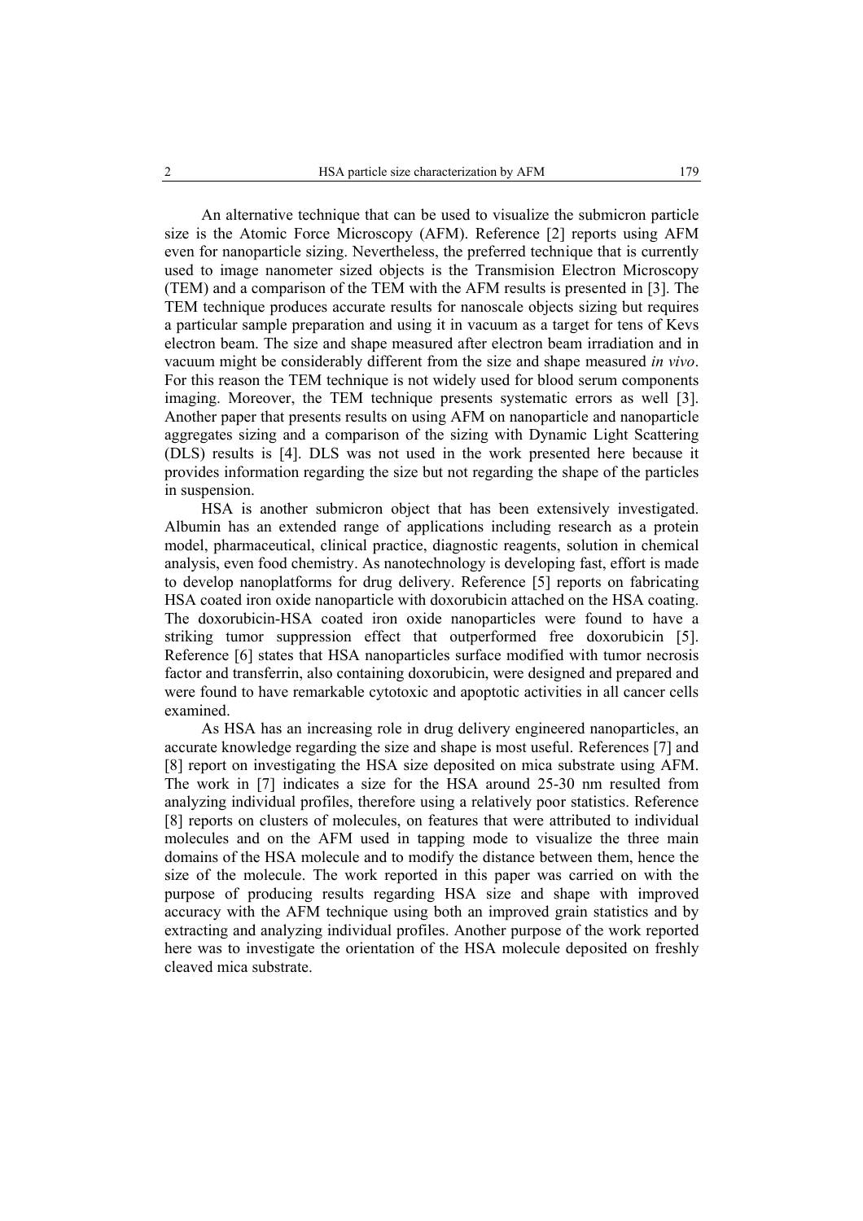An alternative technique that can be used to visualize the submicron particle size is the Atomic Force Microscopy (AFM). Reference [2] reports using AFM even for nanoparticle sizing. Nevertheless, the preferred technique that is currently used to image nanometer sized objects is the Transmision Electron Microscopy (TEM) and a comparison of the TEM with the AFM results is presented in [3]. The TEM technique produces accurate results for nanoscale objects sizing but requires a particular sample preparation and using it in vacuum as a target for tens of Kevs electron beam. The size and shape measured after electron beam irradiation and in vacuum might be considerably different from the size and shape measured *in vivo*. For this reason the TEM technique is not widely used for blood serum components imaging. Moreover, the TEM technique presents systematic errors as well [3]. Another paper that presents results on using AFM on nanoparticle and nanoparticle aggregates sizing and a comparison of the sizing with Dynamic Light Scattering (DLS) results is [4]. DLS was not used in the work presented here because it provides information regarding the size but not regarding the shape of the particles in suspension.

HSA is another submicron object that has been extensively investigated. Albumin has an extended range of applications including research as a protein model, pharmaceutical, clinical practice, diagnostic reagents, solution in chemical analysis, even food chemistry. As nanotechnology is developing fast, effort is made to develop nanoplatforms for drug delivery. Reference [5] reports on fabricating HSA coated iron oxide nanoparticle with doxorubicin attached on the HSA coating. The doxorubicin-HSA coated iron oxide nanoparticles were found to have a striking tumor suppression effect that outperformed free doxorubicin [5]. Reference [6] states that HSA nanoparticles surface modified with tumor necrosis factor and transferrin, also containing doxorubicin, were designed and prepared and were found to have remarkable cytotoxic and apoptotic activities in all cancer cells examined.

As HSA has an increasing role in drug delivery engineered nanoparticles, an accurate knowledge regarding the size and shape is most useful. References [7] and [8] report on investigating the HSA size deposited on mica substrate using AFM. The work in [7] indicates a size for the HSA around 25-30 nm resulted from analyzing individual profiles, therefore using a relatively poor statistics. Reference [8] reports on clusters of molecules, on features that were attributed to individual molecules and on the AFM used in tapping mode to visualize the three main domains of the HSA molecule and to modify the distance between them, hence the size of the molecule. The work reported in this paper was carried on with the purpose of producing results regarding HSA size and shape with improved accuracy with the AFM technique using both an improved grain statistics and by extracting and analyzing individual profiles. Another purpose of the work reported here was to investigate the orientation of the HSA molecule deposited on freshly cleaved mica substrate.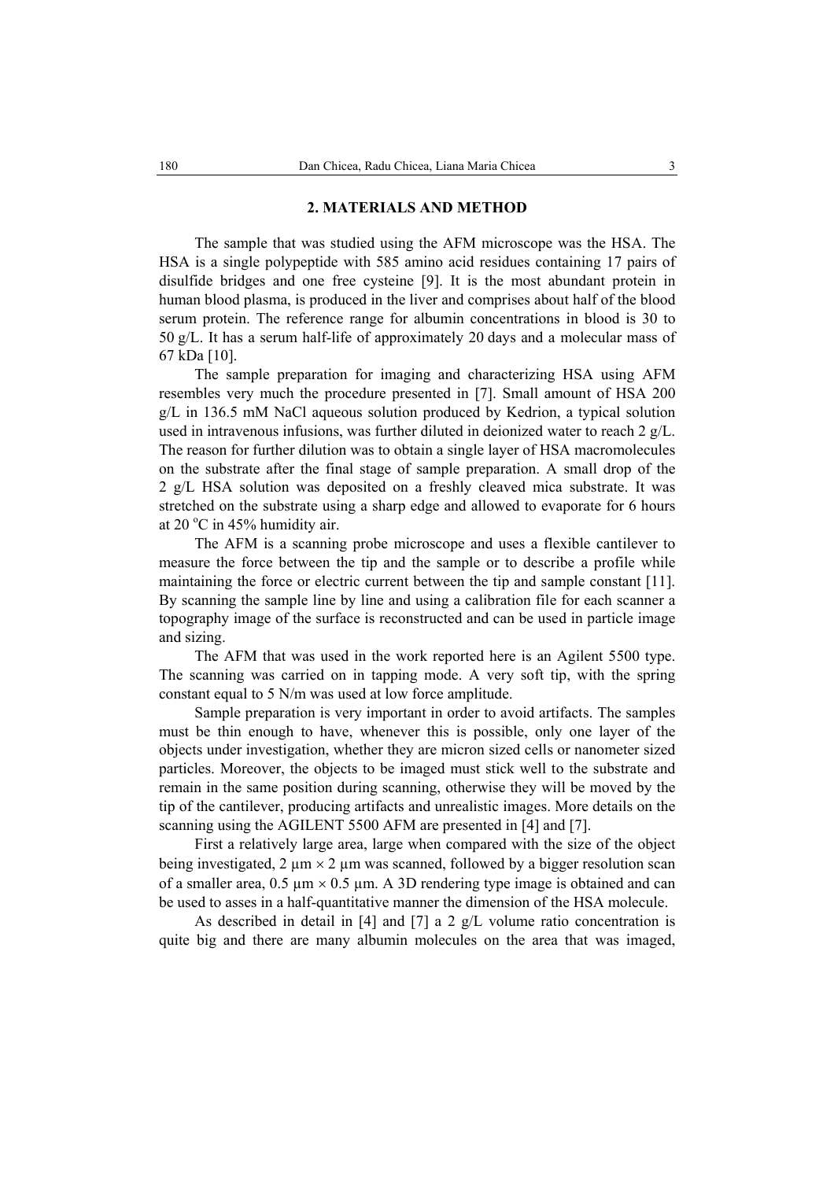## 2. MATERIALS AND METHOD

The sample that was studied using the AFM microscope was the HSA. The HSA is a single polypeptide with 585 amino acid residues containing 17 pairs of disulfide bridges and one free cysteine [9]. It is the most abundant protein in human blood plasma, is produced in the liver and comprises about half of the blood serum protein. The reference range for albumin concentrations in blood is 30 to 50 g/L. It has a serum half-life of approximately 20 days and a molecular mass of 67 kDa [10].

The sample preparation for imaging and characterizing HSA using AFM resembles very much the procedure presented in [7]. Small amount of HSA 200 g/L in 136.5 mM NaCl aqueous solution produced by Kedrion, a typical solution used in intravenous infusions, was further diluted in deionized water to reach 2 g/L. The reason for further dilution was to obtain a single layer of HSA macromolecules on the substrate after the final stage of sample preparation. A small drop of the 2 g/L HSA solution was deposited on a freshly cleaved mica substrate. It was stretched on the substrate using a sharp edge and allowed to evaporate for 6 hours at 20 $^{o}$C in 45% humidity air.

The AFM is a scanning probe microscope and uses a flexible cantilever to measure the force between the tip and the sample or to describe a profile while maintaining the force or electric current between the tip and sample constant [11]. By scanning the sample line by line and using a calibration file for each scanner a topography image of the surface is reconstructed and can be used in particle image and sizing.

The AFM that was used in the work reported here is an Agilent 5500 type. The scanning was carried on in tapping mode. A very soft tip, with the spring constant equal to 5 N/m was used at low force amplitude.

Sample preparation is very important in order to avoid artifacts. The samples must be thin enough to have, whenever this is possible, only one layer of the objects under investigation, whether they are micron sized cells or nanometer sized particles. Moreover, the objects to be imaged must stick well to the substrate and remain in the same position during scanning, otherwise they will be moved by the tip of the cantilever, producing artifacts and unrealistic images. More details on the scanning using the AGILENT 5500 AFM are presented in [4] and [7].

First a relatively large area, large when compared with the size of the object being investigated, 2 μm × 2 μm was scanned, followed by a bigger resolution scan of a smaller area, 0.5 μm × 0.5 μm. A 3D rendering type image is obtained and can be used to asses in a half-quantitative manner the dimension of the HSA molecule.

As described in detail in [4] and [7] a 2 g/L volume ratio concentration is quite big and there are many albumin molecules on the area that was imaged,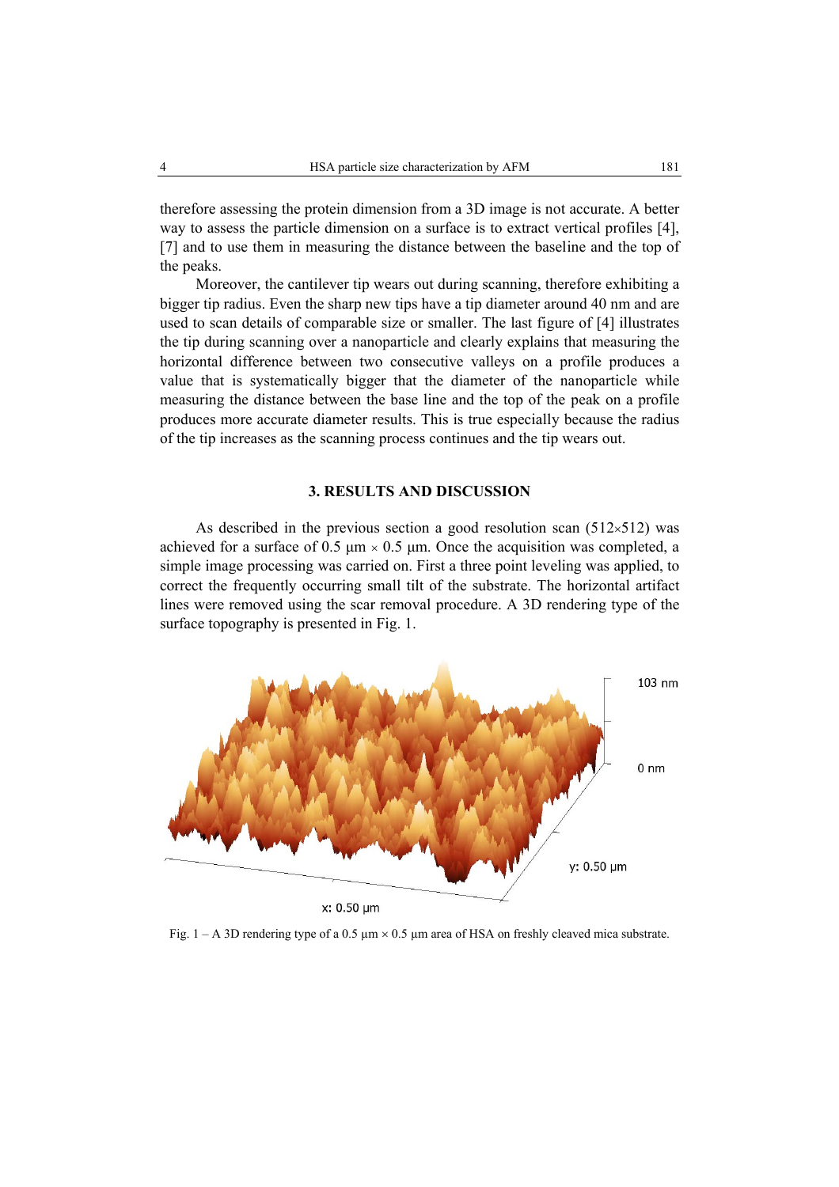therefore assessing the protein dimension from a 3D image is not accurate. A better way to assess the particle dimension on a surface is to extract vertical profiles [4], [7] and to use them in measuring the distance between the baseline and the top of the peaks.

Moreover, the cantilever tip wears out during scanning, therefore exhibiting a bigger tip radius. Even the sharp new tips have a tip diameter around 40 nm and are used to scan details of comparable size or smaller. The last figure of [4] illustrates the tip during scanning over a nanoparticle and clearly explains that measuring the horizontal difference between two consecutive valleys on a profile produces a value that is systematically bigger that the diameter of the nanoparticle while measuring the distance between the base line and the top of the peak on a profile produces more accurate diameter results. This is true especially because the radius of the tip increases as the scanning process continues and the tip wears out.

## 3. RESULTS AND DISCUSSION

As described in the previous section a good resolution scan (512×512) was achieved for a surface of 0.5 μm × 0.5 μm. Once the acquisition was completed, a simple image processing was carried on. First a three point leveling was applied, to correct the frequently occurring small tilt of the substrate. The horizontal artifact lines were removed using the scar removal procedure. A 3D rendering type of the surface topography is presented in Fig. 1.

Fig. 1 – A 3D rendering type of a 0.5 μm × 0.5 μm area of HSA on freshly cleaved mica substrate.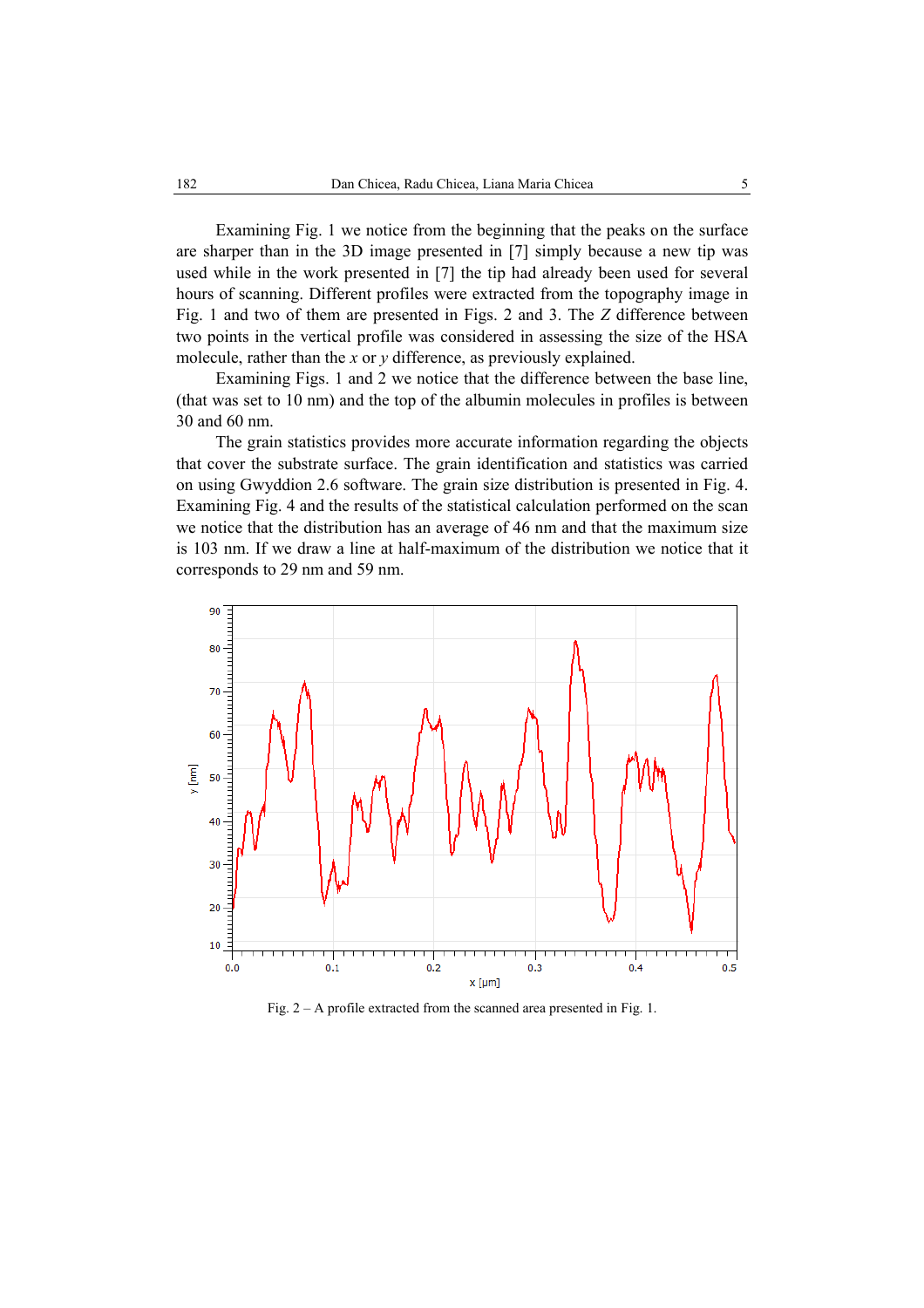Examining Fig. 1 we notice from the beginning that the peaks on the surface are sharper than in the 3D image presented in [7] simply because a new tip was used while in the work presented in [7] the tip had already been used for several hours of scanning. Different profiles were extracted from the topography image in Fig. 1 and two of them are presented in Figs. 2 and 3. The $Z$ difference between two points in the vertical profile was considered in assessing the size of the HSA molecule, rather than the $x$ or $y$ difference, as previously explained.

Examining Figs. 1 and 2 we notice that the difference between the base line, (that was set to 10 nm) and the top of the albumin molecules in profiles is between 30 and 60 nm.

The grain statistics provides more accurate information regarding the objects that cover the substrate surface. The grain identification and statistics was carried on using Gwyddion 2.6 software. The grain size distribution is presented in Fig. 4. Examining Fig. 4 and the results of the statistical calculation performed on the scan we notice that the distribution has an average of 46 nm and that the maximum size is 103 nm. If we draw a line at half-maximum of the distribution we notice that it corresponds to 29 nm and 59 nm.

Fig. 2 – A profile extracted from the scanned area presented in Fig. 1.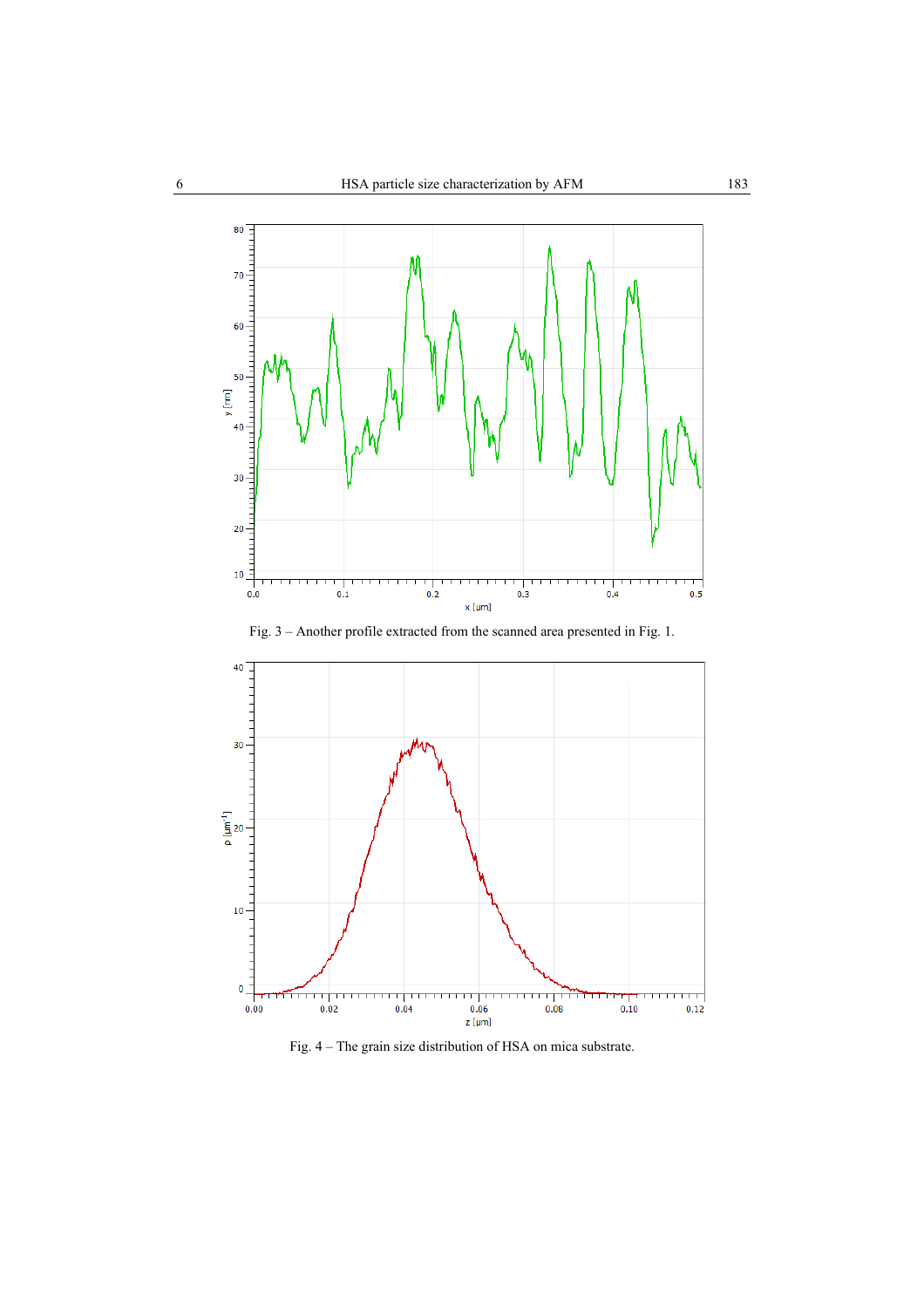Fig. 3 – Another profile extracted from the scanned area presented in Fig. 1.

Fig. 4 – The grain size distribution of HSA on mica substrate.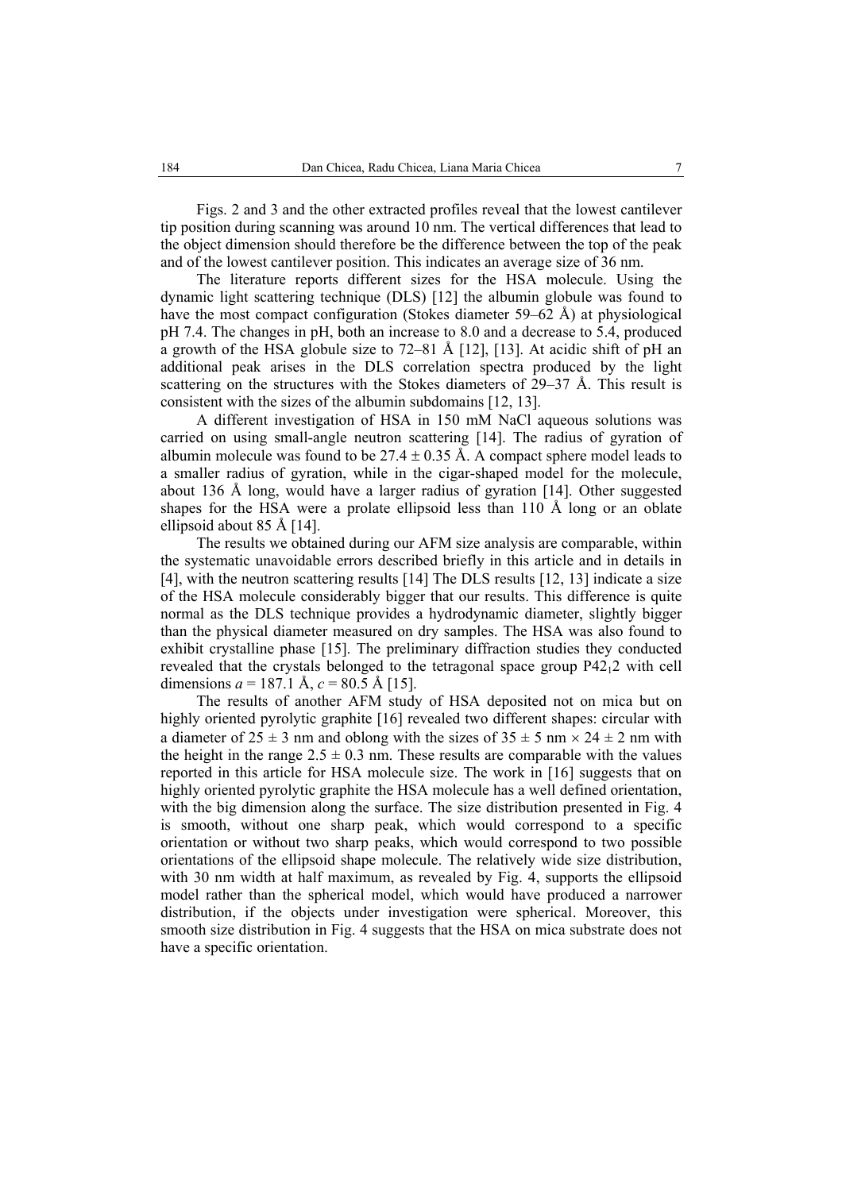Figs. 2 and 3 and the other extracted profiles reveal that the lowest cantilever tip position during scanning was around 10 nm. The vertical differences that lead to the object dimension should therefore be the difference between the top of the peak and of the lowest cantilever position. This indicates an average size of 36 nm.

The literature reports different sizes for the HSA molecule. Using the dynamic light scattering technique (DLS) [12] the albumin globule was found to have the most compact configuration (Stokes diameter 59–62 Å) at physiological pH 7.4. The changes in pH, both an increase to 8.0 and a decrease to 5.4, produced a growth of the HSA globule size to 72–81 Å [12], [13]. At acidic shift of pH an additional peak arises in the DLS correlation spectra produced by the light scattering on the structures with the Stokes diameters of 29–37 Å. This result is consistent with the sizes of the albumin subdomains [12, 13].

A different investigation of HSA in 150 mM NaCl aqueous solutions was carried on using small-angle neutron scattering [14]. The radius of gyration of albumin molecule was found to be $27.4 \pm 0.35$ Å. A compact sphere model leads to a smaller radius of gyration, while in the cigar-shaped model for the molecule, about 136 Å long, would have a larger radius of gyration [14]. Other suggested shapes for the HSA were a prolate ellipsoid less than 110 Å long or an oblate ellipsoid about 85 Å [14].

The results we obtained during our AFM size analysis are comparable, within the systematic unavoidable errors described briefly in this article and in details in [4], with the neutron scattering results [14] The DLS results [12, 13] indicate a size of the HSA molecule considerably bigger that our results. This difference is quite normal as the DLS technique provides a hydrodynamic diameter, slightly bigger than the physical diameter measured on dry samples. The HSA was also found to exhibit crystalline phase [15]. The preliminary diffraction studies they conducted revealed that the crystals belonged to the tetragonal space group $P42_12$ with cell dimensions $a = 187.1$ Å, $c = 80.5$ Å [15].

The results of another AFM study of HSA deposited not on mica but on highly oriented pyrolytic graphite [16] revealed two different shapes: circular with a diameter of $25 \pm 3$ nm and oblong with the sizes of $35 \pm 5$ nm $\times$ $24 \pm 2$ nm with the height in the range $2.5 \pm 0.3$ nm. These results are comparable with the values reported in this article for HSA molecule size. The work in [16] suggests that on highly oriented pyrolytic graphite the HSA molecule has a well defined orientation, with the big dimension along the surface. The size distribution presented in Fig. 4 is smooth, without one sharp peak, which would correspond to a specific orientation or without two sharp peaks, which would correspond to two possible orientations of the ellipsoid shape molecule. The relatively wide size distribution, with 30 nm width at half maximum, as revealed by Fig. 4, supports the ellipsoid model rather than the spherical model, which would have produced a narrower distribution, if the objects under investigation were spherical. Moreover, this smooth size distribution in Fig. 4 suggests that the HSA on mica substrate does not have a specific orientation.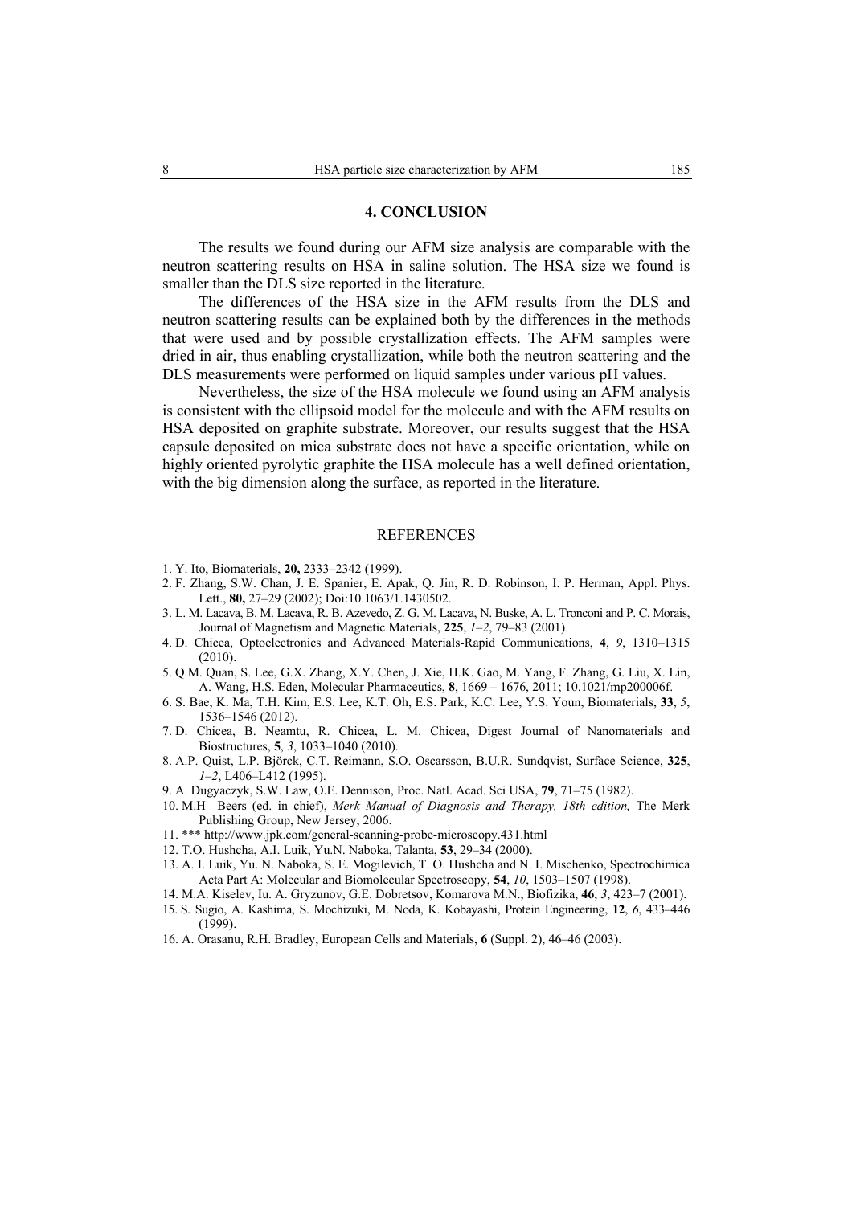## 4. CONCLUSION

The results we found during our AFM size analysis are comparable with the neutron scattering results on HSA in saline solution. The HSA size we found is smaller than the DLS size reported in the literature.

The differences of the HSA size in the AFM results from the DLS and neutron scattering results can be explained both by the differences in the methods that were used and by possible crystallization effects. The AFM samples were dried in air, thus enabling crystallization, while both the neutron scattering and the DLS measurements were performed on liquid samples under various pH values.

Nevertheless, the size of the HSA molecule we found using an AFM analysis is consistent with the ellipsoid model for the molecule and with the AFM results on HSA deposited on graphite substrate. Moreover, our results suggest that the HSA capsule deposited on mica substrate does not have a specific orientation, while on highly oriented pyrolytic graphite the HSA molecule has a well defined orientation, with the big dimension along the surface, as reported in the literature.

## REFERENCES

1. Y. Ito, Biomaterials, **20,** 2333–2342 (1999).
2. F. Zhang, S.W. Chan, J. E. Spanier, E. Apak, Q. Jin, R. D. Robinson, I. P. Herman, Appl. Phys. Lett., **80,** 27–29 (2002); Doi:10.1063/1.1430502.
3. L. M. Lacava, B. M. Lacava, R. B. Azevedo, Z. G. M. Lacava, N. Buske, A. L. Tronconi and P. C. Morais, Journal of Magnetism and Magnetic Materials, **225**, *1–2*, 79–83 (2001).
4. D. Chicea, Optoelectronics and Advanced Materials-Rapid Communications, **4**, *9*, 1310–1315 (2010).
5. Q.M. Quan, S. Lee, G.X. Zhang, X.Y. Chen, J. Xie, H.K. Gao, M. Yang, F. Zhang, G. Liu, X. Lin, A. Wang, H.S. Eden, Molecular Pharmaceutics, **8**, 1669 – 1676, 2011; 10.1021/mp200006f.
6. S. Bae, K. Ma, T.H. Kim, E.S. Lee, K.T. Oh, E.S. Park, K.C. Lee, Y.S. Youn, Biomaterials, **33**, *5*, 1536–1546 (2012).
7. D. Chicea, B. Neamtu, R. Chicea, L. M. Chicea, Digest Journal of Nanomaterials and Biostructures, **5**, *3*, 1033–1040 (2010).
8. A.P. Quist, L.P. Björck, C.T. Reimann, S.O. Oscarsson, B.U.R. Sundqvist, Surface Science, **325**, *1–2*, L406–L412 (1995).
9. A. Dugyaczyk, S.W. Law, O.E. Dennison, Proc. Natl. Acad. Sci USA, **79**, 71–75 (1982).
10. M.H Beers (ed. in chief), *Merk Manual of Diagnosis and Therapy, 18th edition,* The Merk Publishing Group, New Jersey, 2006.
11. *** http://www.jpk.com/general-scanning-probe-microscopy.431.html
12. T.O. Hushcha, A.I. Luik, Yu.N. Naboka, Talanta, **53**, 29–34 (2000).
13. A. I. Luik, Yu. N. Naboka, S. E. Mogilevich, T. O. Hushcha and N. I. Mischenko, Spectrochimica Acta Part A: Molecular and Biomolecular Spectroscopy, **54**, *10*, 1503–1507 (1998).
14. M.A. Kiselev, Iu. A. Gryzunov, G.E. Dobretsov, Komarova M.N., Biofizika, **46**, *3*, 423–7 (2001).
15. S. Sugio, A. Kashima, S. Mochizuki, M. Noda, K. Kobayashi, Protein Engineering, **12**, *6*, 433–446 (1999).
16. A. Orasanu, R.H. Bradley, European Cells and Materials, **6** (Suppl. 2), 46–46 (2003).